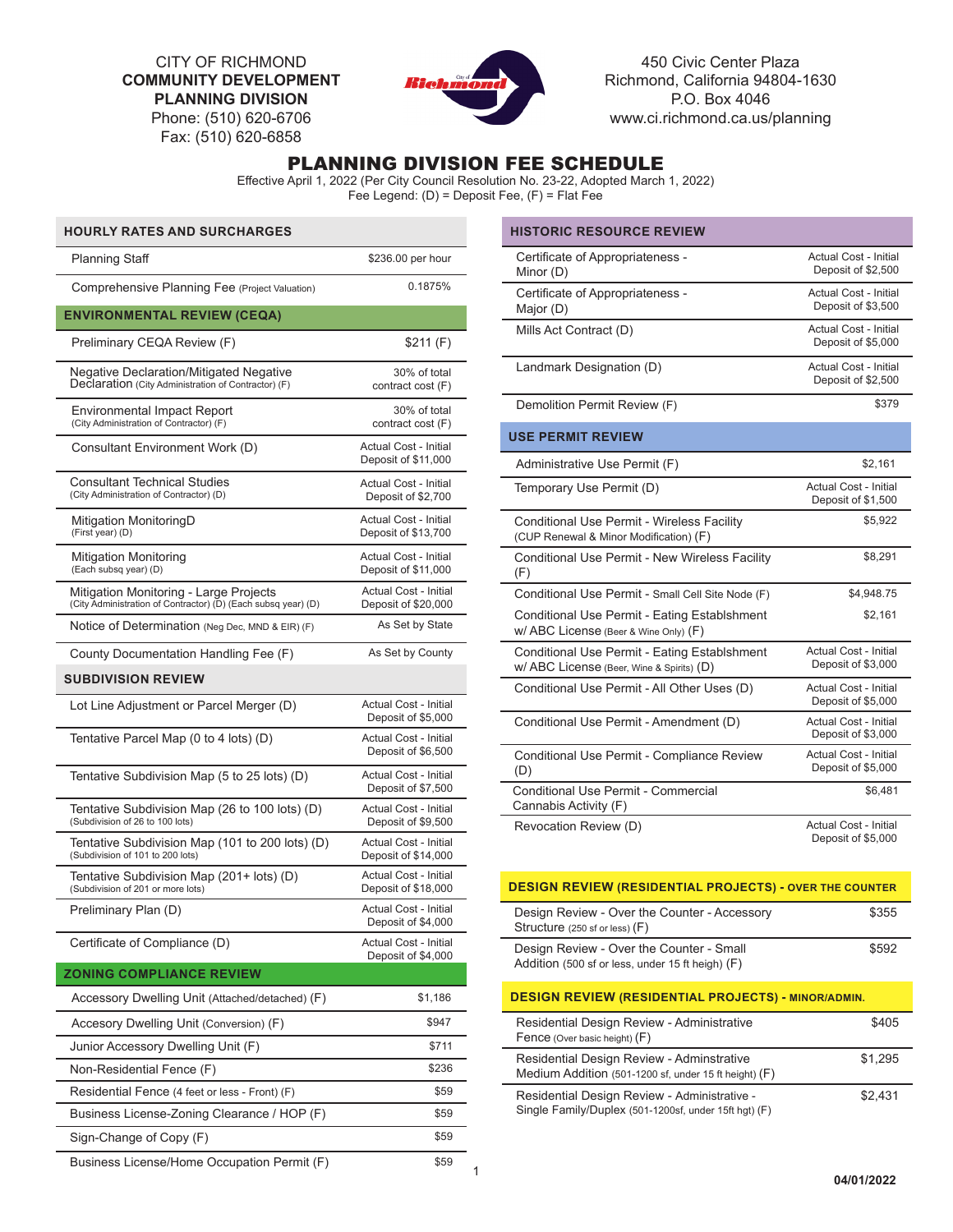CITY OF RICHMOND
**COMMUNITY DEVELOPMENT**
**PLANNING DIVISION**
Phone: (510) 620-6706
Fax: (510) 620-6858

450 Civic Center Plaza
Richmond, California 94804-1630
P.O. Box 4046
www.ci.richmond.ca.us/planning

# PLANNING DIVISION FEE SCHEDULE

Effective April 1, 2022 (Per City Council Resolution No. 23-22, Adopted March 1, 2022)
Fee Legend: (D) = Deposit Fee, (F) = Flat Fee

| HOURLY RATES AND SURCHARGES | |
|---|---|
| Planning Staff | $236.00 per hour |
| Comprehensive Planning Fee (Project Valuation) | 0.1875% |

| ENVIRONMENTAL REVIEW (CEQA) | |
|---|---|
| Preliminary CEQA Review (F) | $211 (F) |
| Negative Declaration/Mitigated Negative Declaration (City Administration of Contractor) (F) | 30% of total contract cost (F) |
| Environmental Impact Report (City Administration of Contractor) (F) | 30% of total contract cost (F) |
| Consultant Environment Work (D) | Actual Cost - Initial Deposit of $11,000 |
| Consultant Technical Studies (City Administration of Contractor) (D) | Actual Cost - Initial Deposit of $2,700 |
| Mitigation MonitoringD (First year) (D) | Actual Cost - Initial Deposit of $13,700 |
| Mitigation Monitoring (Each subsq year) (D) | Actual Cost - Initial Deposit of $11,000 |
| Mitigation Monitoring - Large Projects (City Administration of Contractor) (D) (Each subsq year) (D) | Actual Cost - Initial Deposit of $20,000 |
| Notice of Determination (Neg Dec, MND & EIR) (F) | As Set by State |
| County Documentation Handling Fee (F) | As Set by County |

| SUBDIVISION REVIEW | |
|---|---|
| Lot Line Adjustment or Parcel Merger (D) | Actual Cost - Initial Deposit of $5,000 |
| Tentative Parcel Map (0 to 4 lots) (D) | Actual Cost - Initial Deposit of $6,500 |
| Tentative Subdivision Map (5 to 25 lots) (D) | Actual Cost - Initial Deposit of $7,500 |
| Tentative Subdivision Map (26 to 100 lots) (D) (Subdivision of 26 to 100 lots) | Actual Cost - Initial Deposit of $9,500 |
| Tentative Subdivision Map (101 to 200 lots) (D) (Subdivision of 101 to 200 lots) | Actual Cost - Initial Deposit of $14,000 |
| Tentative Subdivision Map (201+ lots) (D) (Subdivision of 201 or more lots) | Actual Cost - Initial Deposit of $18,000 |
| Preliminary Plan (D) | Actual Cost - Initial Deposit of $4,000 |
| Certificate of Compliance (D) | Actual Cost - Initial Deposit of $4,000 |

| ZONING COMPLIANCE REVIEW | |
|---|---|
| Accessory Dwelling Unit (Attached/detached) (F) | $1,186 |
| Accesory Dwelling Unit (Conversion) (F) | $947 |
| Junior Accessory Dwelling Unit (F) | $711 |
| Non-Residential Fence (F) | $236 |
| Residential Fence (4 feet or less - Front) (F) | $59 |
| Business License-Zoning Clearance / HOP (F) | $59 |
| Sign-Change of Copy (F) | $59 |
| Business License/Home Occupation Permit (F) | $59 |

| HISTORIC RESOURCE REVIEW | |
|---|---|
| Certificate of Appropriateness - Minor (D) | Actual Cost - Initial Deposit of $2,500 |
| Certificate of Appropriateness - Major (D) | Actual Cost - Initial Deposit of $3,500 |
| Mills Act Contract (D) | Actual Cost - Initial Deposit of $5,000 |
| Landmark Designation (D) | Actual Cost - Initial Deposit of $2,500 |
| Demolition Permit Review (F) | $379 |

| USE PERMIT REVIEW | |
|---|---|
| Administrative Use Permit (F) | $2,161 |
| Temporary Use Permit (D) | Actual Cost - Initial Deposit of $1,500 |
| Conditional Use Permit - Wireless Facility (CUP Renewal & Minor Modification) (F) | $5,922 |
| Conditional Use Permit - New Wireless Facility (F) | $8,291 |
| Conditional Use Permit - Small Cell Site Node (F) | $4,948.75 |
| Conditional Use Permit - Eating Establshment w/ ABC License (Beer & Wine Only) (F) | $2,161 |
| Conditional Use Permit - Eating Establshment w/ ABC License (Beer, Wine & Spirits) (D) | Actual Cost - Initial Deposit of $3,000 |
| Conditional Use Permit - All Other Uses (D) | Actual Cost - Initial Deposit of $5,000 |
| Conditional Use Permit - Amendment (D) | Actual Cost - Initial Deposit of $3,000 |
| Conditional Use Permit - Compliance Review (D) | Actual Cost - Initial Deposit of $5,000 |
| Conditional Use Permit - Commercial Cannabis Activity (F) | $6,481 |
| Revocation Review (D) | Actual Cost - Initial Deposit of $5,000 |

| DESIGN REVIEW (RESIDENTIAL PROJECTS) - OVER THE COUNTER | |
|---|---|
| Design Review - Over the Counter - Accessory Structure (250 sf or less) (F) | $355 |
| Design Review - Over the Counter - Small Addition (500 sf or less, under 15 ft heigh) (F) | $592 |

| DESIGN REVIEW (RESIDENTIAL PROJECTS) - MINOR/ADMIN. | |
|---|---|
| Residential Design Review - Administrative Fence (Over basic height) (F) | $405 |
| Residential Design Review - Adminstrative Medium Addition (501-1200 sf, under 15 ft height) (F) | $1,295 |
| Residential Design Review - Administrative - Single Family/Duplex (501-1200sf, under 15ft hgt) (F) | $2,431 |

04/01/2022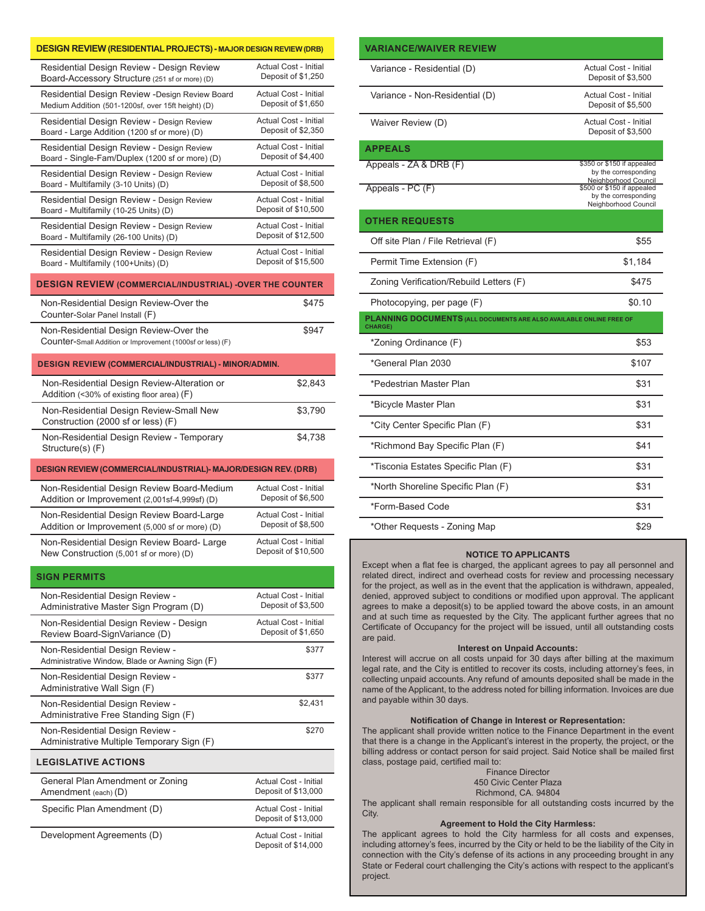## DESIGN REVIEW (RESIDENTIAL PROJECTS) - MAJOR DESIGN REVIEW (DRB)

| | |
|---|---|
| Residential Design Review - Design Review Board-Accessory Structure (251 sf or more) (D) | Actual Cost - Initial Deposit of $1,250 |
| Residential Design Review -Design Review Board Medium Addition (501-1200sf, over 15ft height) (D) | Actual Cost - Initial Deposit of $1,650 |
| Residential Design Review - Design Review Board - Large Addition (1200 sf or more) (D) | Actual Cost - Initial Deposit of $2,350 |
| Residential Design Review - Design Review Board - Single-Fam/Duplex (1200 sf or more) (D) | Actual Cost - Initial Deposit of $4,400 |
| Residential Design Review - Design Review Board - Multifamily (3-10 Units) (D) | Actual Cost - Initial Deposit of $8,500 |
| Residential Design Review - Design Review Board - Multifamily (10-25 Units) (D) | Actual Cost - Initial Deposit of $10,500 |
| Residential Design Review - Design Review Board - Multifamily (26-100 Units) (D) | Actual Cost - Initial Deposit of $12,500 |
| Residential Design Review - Design Review Board - Multifamily (100+Units) (D) | Actual Cost - Initial Deposit of $15,500 |

## DESIGN REVIEW (COMMERCIAL/INDUSTRIAL) -OVER THE COUNTER

| | |
|---|---|
| Non-Residential Design Review-Over the Counter-Solar Panel Install (F) | $475 |
| Non-Residential Design Review-Over the Counter-Small Addition or Improvement (1000sf or less) (F) | $947 |

## DESIGN REVIEW (COMMERCIAL/INDUSTRIAL) - MINOR/ADMIN.

| | |
|---|---|
| Non-Residential Design Review-Alteration or Addition (<30% of existing floor area) (F) | $2,843 |
| Non-Residential Design Review-Small New Construction (2000 sf or less) (F) | $3,790 |
| Non-Residential Design Review - Temporary Structure(s) (F) | $4,738 |

## DESIGN REVIEW (COMMERCIAL/INDUSTRIAL)- MAJOR/DESIGN REV. (DRB)

| | |
|---|---|
| Non-Residential Design Review Board-Medium Addition or Improvement (2,001sf-4,999sf) (D) | Actual Cost - Initial Deposit of $6,500 |
| Non-Residential Design Review Board-Large Addition or Improvement (5,000 sf or more) (D) | Actual Cost - Initial Deposit of $8,500 |
| Non-Residential Design Review Board- Large New Construction (5,001 sf or more) (D) | Actual Cost - Initial Deposit of $10,500 |

## SIGN PERMITS

| | |
|---|---|
| Non-Residential Design Review - Administrative Master Sign Program (D) | Actual Cost - Initial Deposit of $3,500 |
| Non-Residential Design Review - Design Review Board-SignVariance (D) | Actual Cost - Initial Deposit of $1,650 |
| Non-Residential Design Review - Administrative Window, Blade or Awning Sign (F) | $377 |
| Non-Residential Design Review - Administrative Wall Sign (F) | $377 |
| Non-Residential Design Review - Administrative Free Standing Sign (F) | $2,431 |
| Non-Residential Design Review - Administrative Multiple Temporary Sign (F) | $270 |

## LEGISLATIVE ACTIONS

| | |
|---|---|
| General Plan Amendment or Zoning Amendment (each) (D) | Actual Cost - Initial Deposit of $13,000 |
| Specific Plan Amendment (D) | Actual Cost - Initial Deposit of $13,000 |
| Development Agreements (D) | Actual Cost - Initial Deposit of $14,000 |

## VARIANCE/WAIVER REVIEW

| | |
|---|---|
| Variance - Residential (D) | Actual Cost - Initial Deposit of $3,500 |
| Variance - Non-Residential (D) | Actual Cost - Initial Deposit of $5,500 |
| Waiver Review (D) | Actual Cost - Initial Deposit of $3,500 |

## APPEALS

| | |
|---|---|
| Appeals - ZA & DRB (F) | $350 or $150 if appealed by the corresponding Neighborhood Council |
| Appeals - PC (F) | $500 or $150 if appealed by the corresponding Neighborhood Council |

## OTHER REQUESTS

| | |
|---|---|
| Off site Plan / File Retrieval (F) | $55 |
| Permit Time Extension (F) | $1,184 |
| Zoning Verification/Rebuild Letters (F) | $475 |
| Photocopying, per page (F) | $0.10 |

## PLANNING DOCUMENTS (ALL DOCUMENTS ARE ALSO AVAILABLE ONLINE FREE OF CHARGE)

| | |
|---|---|
| *Zoning Ordinance (F) | $53 |
| *General Plan 2030 | $107 |
| *Pedestrian Master Plan | $31 |
| *Bicycle Master Plan | $31 |
| *City Center Specific Plan (F) | $31 |
| *Richmond Bay Specific Plan (F) | $41 |
| *Tisconia Estates Specific Plan (F) | $31 |
| *North Shoreline Specific Plan (F) | $31 |
| *Form-Based Code | $31 |
| *Other Requests - Zoning Map | $29 |

### NOTICE TO APPLICANTS

Except when a flat fee is charged, the applicant agrees to pay all personnel and related direct, indirect and overhead costs for review and processing necessary for the project, as well as in the event that the application is withdrawn, appealed, denied, approved subject to conditions or modified upon approval. The applicant agrees to make a deposit(s) to be applied toward the above costs, in an amount and at such time as requested by the City. The applicant further agrees that no Certificate of Occupancy for the project will be issued, until all outstanding costs are paid.

**Interest on Unpaid Accounts:**

Interest will accrue on all costs unpaid for 30 days after billing at the maximum legal rate, and the City is entitled to recover its costs, including attorney's fees, in collecting unpaid accounts. Any refund of amounts deposited shall be made in the name of the Applicant, to the address noted for billing information. Invoices are due and payable within 30 days.

**Notification of Change in Interest or Representation:**

The applicant shall provide written notice to the Finance Department in the event that there is a change in the Applicant's interest in the property, the project, or the billing address or contact person for said project. Said Notice shall be mailed first class, postage paid, certified mail to:

Finance Director
450 Civic Center Plaza
Richmond, CA. 94804

The applicant shall remain responsible for all outstanding costs incurred by the City.

**Agreement to Hold the City Harmless:**

The applicant agrees to hold the City harmless for all costs and expenses, including attorney's fees, incurred by the City or held to be the liability of the City in connection with the City's defense of its actions in any proceeding brought in any State or Federal court challenging the City's actions with respect to the applicant's project.